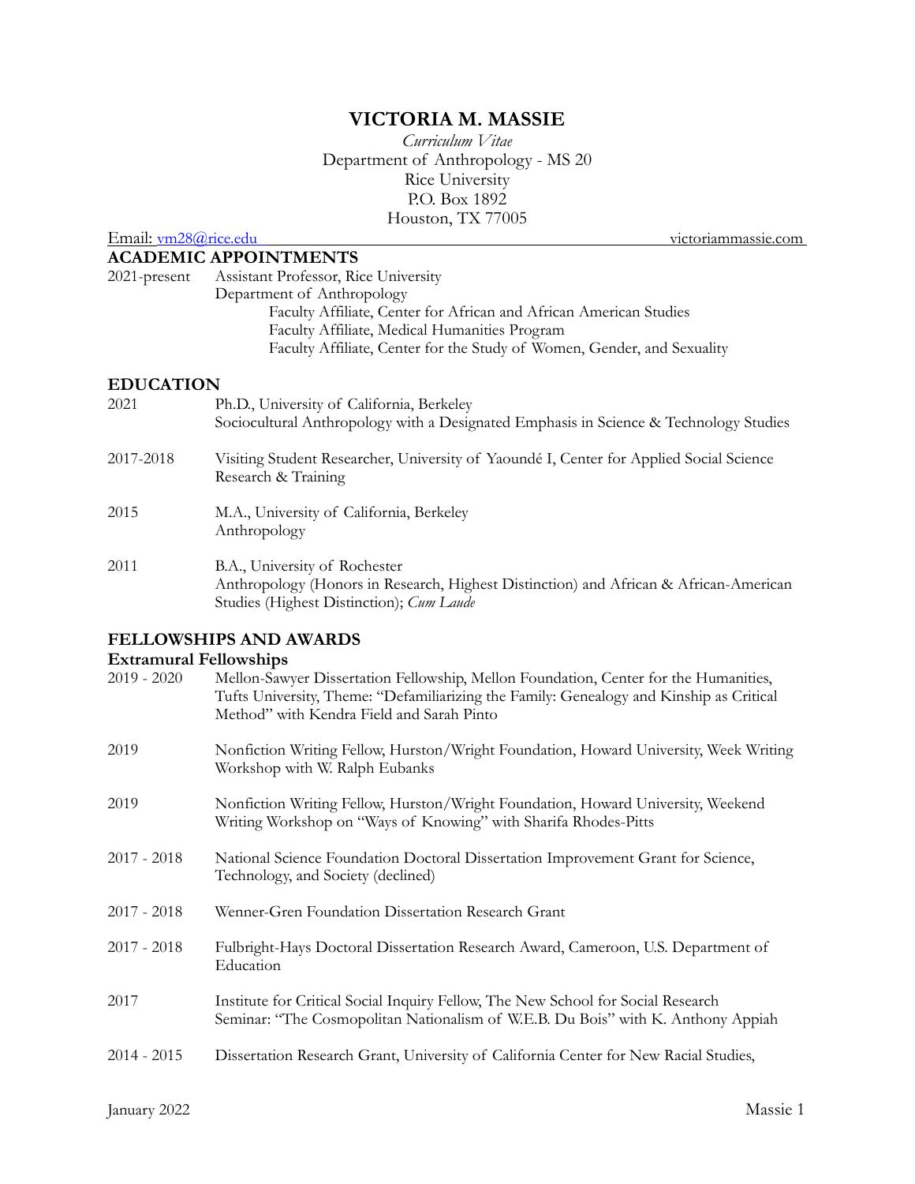# VICTORIA M. MASSIE

*Curriculum Vitae*
Department of Anthropology - MS 20
Rice University
P.O. Box 1892
Houston, TX 77005

Email: vm28@rice.edu victoriammassie.com

## ACADEMIC APPOINTMENTS

2021-present Assistant Professor, Rice University
Department of Anthropology
- Faculty Affiliate, Center for African and African American Studies
- Faculty Affiliate, Medical Humanities Program
- Faculty Affiliate, Center for the Study of Women, Gender, and Sexuality

## EDUCATION

2021 Ph.D., University of California, Berkeley
Sociocultural Anthropology with a Designated Emphasis in Science & Technology Studies

2017-2018 Visiting Student Researcher, University of Yaoundé I, Center for Applied Social Science Research & Training

2015 M.A., University of California, Berkeley
Anthropology

2011 B.A., University of Rochester
Anthropology (Honors in Research, Highest Distinction) and African & African-American Studies (Highest Distinction); *Cum Laude*

## FELLOWSHIPS AND AWARDS

### Extramural Fellowships

2019 - 2020 Mellon-Sawyer Dissertation Fellowship, Mellon Foundation, Center for the Humanities, Tufts University, Theme: "Defamiliarizing the Family: Genealogy and Kinship as Critical Method" with Kendra Field and Sarah Pinto

2019 Nonfiction Writing Fellow, Hurston/Wright Foundation, Howard University, Week Writing Workshop with W. Ralph Eubanks

2019 Nonfiction Writing Fellow, Hurston/Wright Foundation, Howard University, Weekend Writing Workshop on "Ways of Knowing" with Sharifa Rhodes-Pitts

2017 - 2018 National Science Foundation Doctoral Dissertation Improvement Grant for Science, Technology, and Society (declined)

2017 - 2018 Wenner-Gren Foundation Dissertation Research Grant

2017 - 2018 Fulbright-Hays Doctoral Dissertation Research Award, Cameroon, U.S. Department of Education

2017 Institute for Critical Social Inquiry Fellow, The New School for Social Research
Seminar: "The Cosmopolitan Nationalism of W.E.B. Du Bois" with K. Anthony Appiah

2014 - 2015 Dissertation Research Grant, University of California Center for New Racial Studies,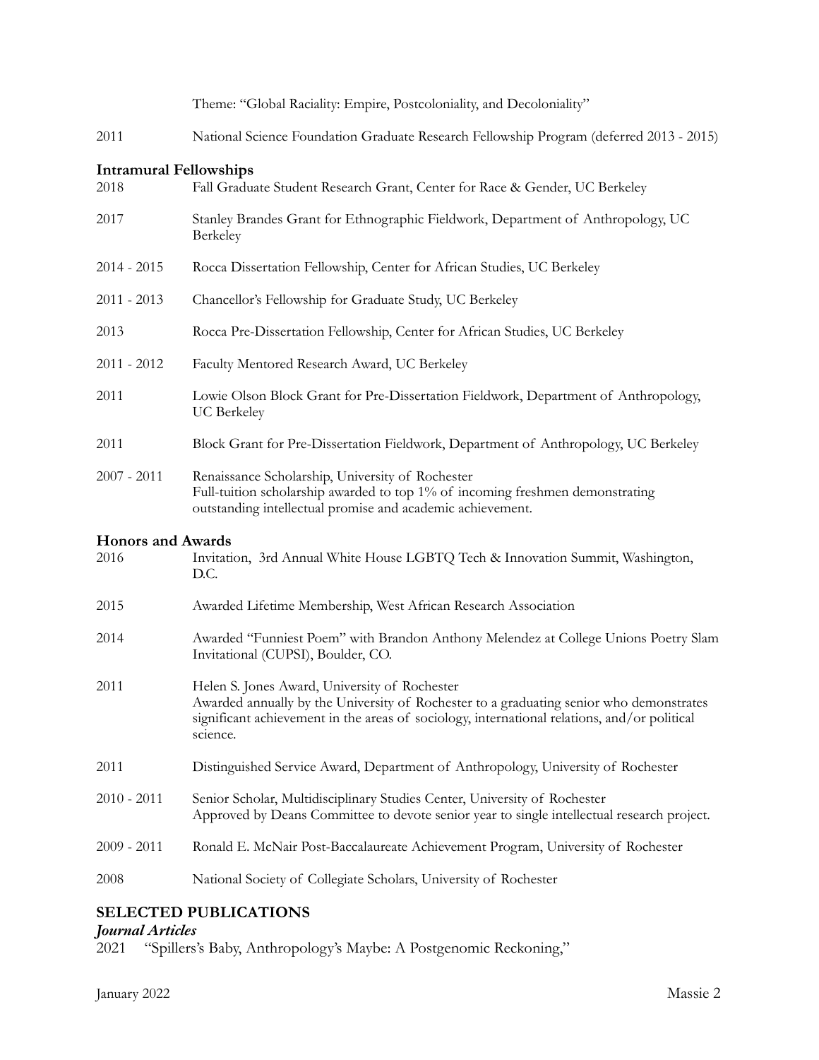Theme: "Global Raciality: Empire, Postcoloniality, and Decoloniality"

2011 National Science Foundation Graduate Research Fellowship Program (deferred 2013 - 2015)

### Intramural Fellowships

2018 Fall Graduate Student Research Grant, Center for Race & Gender, UC Berkeley

2017 Stanley Brandes Grant for Ethnographic Fieldwork, Department of Anthropology, UC Berkeley

2014 - 2015 Rocca Dissertation Fellowship, Center for African Studies, UC Berkeley

2011 - 2013 Chancellor's Fellowship for Graduate Study, UC Berkeley

2013 Rocca Pre-Dissertation Fellowship, Center for African Studies, UC Berkeley

2011 - 2012 Faculty Mentored Research Award, UC Berkeley

2011 Lowie Olson Block Grant for Pre-Dissertation Fieldwork, Department of Anthropology, UC Berkeley

2011 Block Grant for Pre-Dissertation Fieldwork, Department of Anthropology, UC Berkeley

2007 - 2011 Renaissance Scholarship, University of Rochester
Full-tuition scholarship awarded to top 1% of incoming freshmen demonstrating outstanding intellectual promise and academic achievement.

### Honors and Awards

2016 Invitation, 3rd Annual White House LGBTQ Tech & Innovation Summit, Washington, D.C.

2015 Awarded Lifetime Membership, West African Research Association

2014 Awarded "Funniest Poem" with Brandon Anthony Melendez at College Unions Poetry Slam Invitational (CUPSI), Boulder, CO.

2011 Helen S. Jones Award, University of Rochester
Awarded annually by the University of Rochester to a graduating senior who demonstrates significant achievement in the areas of sociology, international relations, and/or political science.

2011 Distinguished Service Award, Department of Anthropology, University of Rochester

2010 - 2011 Senior Scholar, Multidisciplinary Studies Center, University of Rochester
Approved by Deans Committee to devote senior year to single intellectual research project.

2009 - 2011 Ronald E. McNair Post-Baccalaureate Achievement Program, University of Rochester

2008 National Society of Collegiate Scholars, University of Rochester

## SELECTED PUBLICATIONS

***Journal Articles***

2021 "Spillers's Baby, Anthropology's Maybe: A Postgenomic Reckoning,"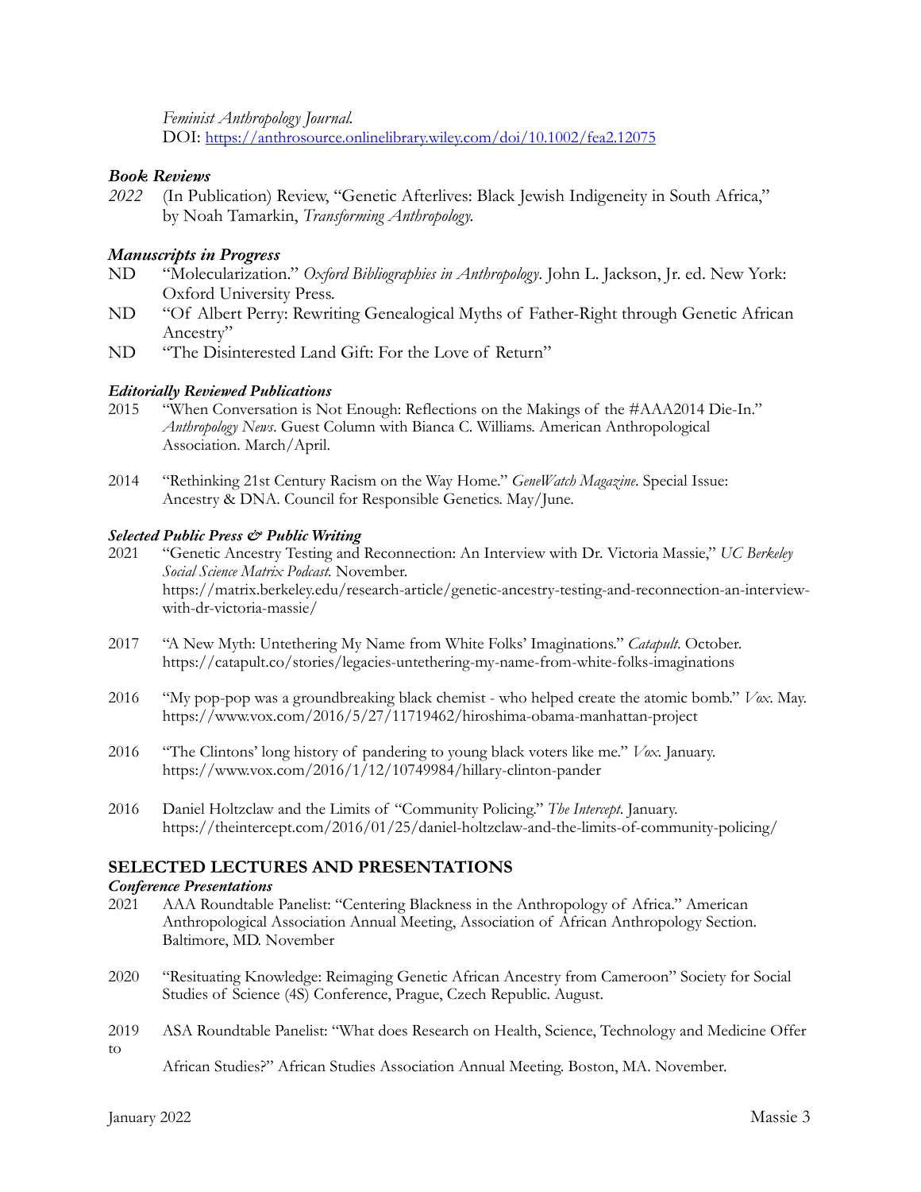*Feminist Anthropology Journal.*
DOI: https://anthrosource.onlinelibrary.wiley.com/doi/10.1002/fea2.12075

### *Book Reviews*

*2022* (In Publication) Review, "Genetic Afterlives: Black Jewish Indigeneity in South Africa," by Noah Tamarkin, *Transforming Anthropology.*

### *Manuscripts in Progress*

ND "Molecularization." *Oxford Bibliographies in Anthropology*. John L. Jackson, Jr. ed. New York: Oxford University Press.

ND "Of Albert Perry: Rewriting Genealogical Myths of Father-Right through Genetic African Ancestry"

ND "The Disinterested Land Gift: For the Love of Return"

### *Editorially Reviewed Publications*

2015 "When Conversation is Not Enough: Reflections on the Makings of the #AAA2014 Die-In." *Anthropology News*. Guest Column with Bianca C. Williams. American Anthropological Association. March/April.

2014 "Rethinking 21st Century Racism on the Way Home." *GeneWatch Magazine*. Special Issue: Ancestry & DNA. Council for Responsible Genetics. May/June.

### *Selected Public Press & Public Writing*

2021 "Genetic Ancestry Testing and Reconnection: An Interview with Dr. Victoria Massie," *UC Berkeley Social Science Matrix Podcast.* November.
https://matrix.berkeley.edu/research-article/genetic-ancestry-testing-and-reconnection-an-interview-with-dr-victoria-massie/

2017 "A New Myth: Untethering My Name from White Folks' Imaginations." *Catapult*. October.
https://catapult.co/stories/legacies-untethering-my-name-from-white-folks-imaginations

2016 "My pop-pop was a groundbreaking black chemist - who helped create the atomic bomb." *Vox*. May.
https://www.vox.com/2016/5/27/11719462/hiroshima-obama-manhattan-project

2016 "The Clintons' long history of pandering to young black voters like me." *Vox*. January.
https://www.vox.com/2016/1/12/10749984/hillary-clinton-pander

2016 Daniel Holtzclaw and the Limits of "Community Policing." *The Intercept*. January.
https://theintercept.com/2016/01/25/daniel-holtzclaw-and-the-limits-of-community-policing/

## SELECTED LECTURES AND PRESENTATIONS

### *Conference Presentations*

2021 AAA Roundtable Panelist: "Centering Blackness in the Anthropology of Africa." American Anthropological Association Annual Meeting, Association of African Anthropology Section. Baltimore, MD. November

2020 "Resituating Knowledge: Reimaging Genetic African Ancestry from Cameroon" Society for Social Studies of Science (4S) Conference, Prague, Czech Republic. August.

2019 ASA Roundtable Panelist: "What does Research on Health, Science, Technology and Medicine Offer to African Studies?" African Studies Association Annual Meeting. Boston, MA. November.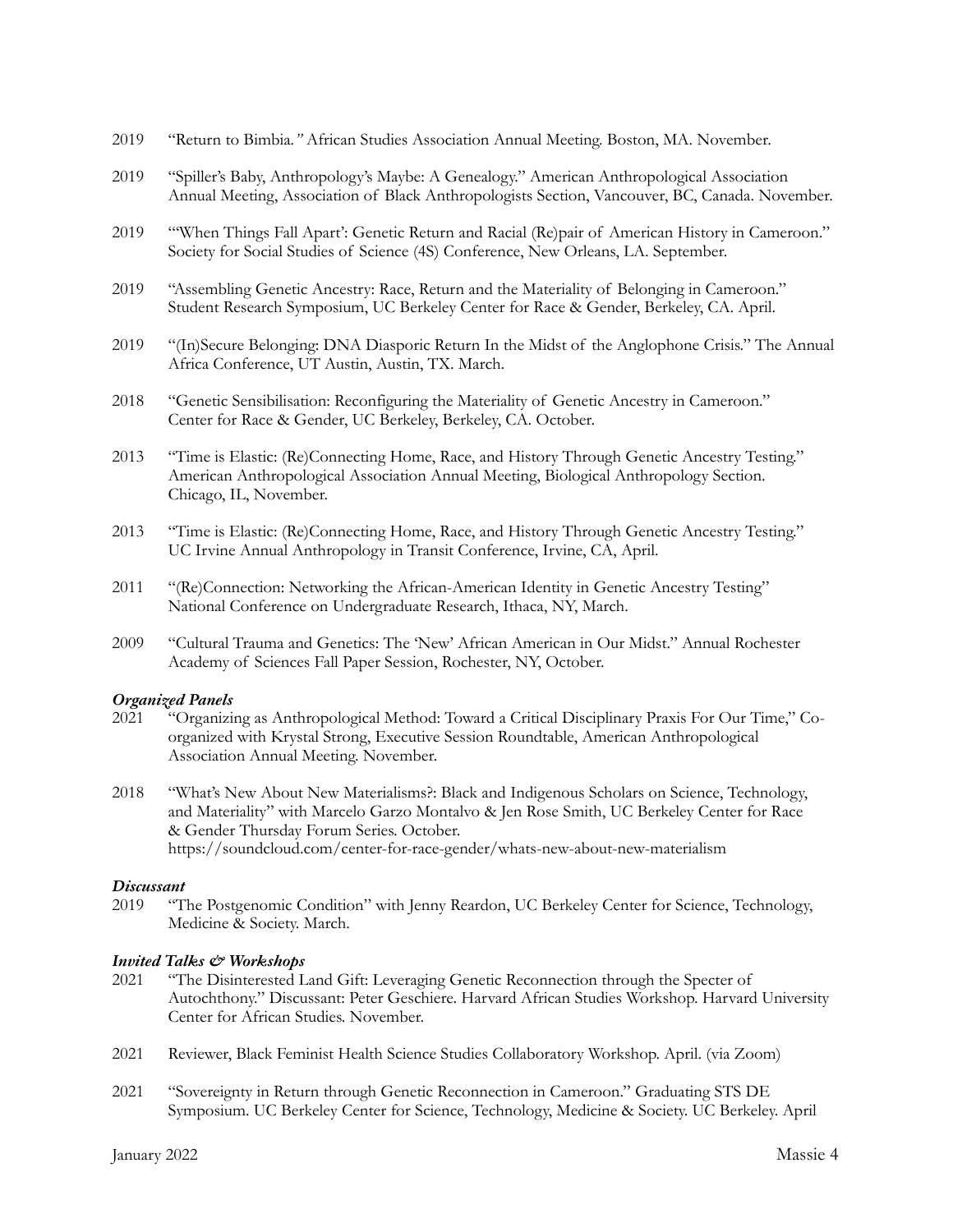2019 "Return to Bimbia.*"* African Studies Association Annual Meeting. Boston, MA. November.

2019 "Spiller's Baby, Anthropology's Maybe: A Genealogy." American Anthropological Association Annual Meeting, Association of Black Anthropologists Section, Vancouver, BC, Canada. November.

2019 "'When Things Fall Apart': Genetic Return and Racial (Re)pair of American History in Cameroon." Society for Social Studies of Science (4S) Conference, New Orleans, LA. September.

2019 "Assembling Genetic Ancestry: Race, Return and the Materiality of Belonging in Cameroon." Student Research Symposium, UC Berkeley Center for Race & Gender, Berkeley, CA. April.

2019 "(In)Secure Belonging: DNA Diasporic Return In the Midst of the Anglophone Crisis." The Annual Africa Conference, UT Austin, Austin, TX. March.

2018 "Genetic Sensibilisation: Reconfiguring the Materiality of Genetic Ancestry in Cameroon." Center for Race & Gender, UC Berkeley, Berkeley, CA. October.

2013 "Time is Elastic: (Re)Connecting Home, Race, and History Through Genetic Ancestry Testing." American Anthropological Association Annual Meeting, Biological Anthropology Section. Chicago, IL, November.

2013 "Time is Elastic: (Re)Connecting Home, Race, and History Through Genetic Ancestry Testing." UC Irvine Annual Anthropology in Transit Conference, Irvine, CA, April.

2011 "(Re)Connection: Networking the African-American Identity in Genetic Ancestry Testing" National Conference on Undergraduate Research, Ithaca, NY, March.

2009 "Cultural Trauma and Genetics: The 'New' African American in Our Midst." Annual Rochester Academy of Sciences Fall Paper Session, Rochester, NY, October.

***Organized Panels***

2021 "Organizing as Anthropological Method: Toward a Critical Disciplinary Praxis For Our Time," Co-organized with Krystal Strong, Executive Session Roundtable, American Anthropological Association Annual Meeting. November.

2018 "What's New About New Materialisms?: Black and Indigenous Scholars on Science, Technology, and Materiality" with Marcelo Garzo Montalvo & Jen Rose Smith, UC Berkeley Center for Race & Gender Thursday Forum Series. October. https://soundcloud.com/center-for-race-gender/whats-new-about-new-materialism

***Discussant***

2019 "The Postgenomic Condition" with Jenny Reardon, UC Berkeley Center for Science, Technology, Medicine & Society. March.

***Invited Talks & Workshops***

2021 "The Disinterested Land Gift: Leveraging Genetic Reconnection through the Specter of Autochthony." Discussant: Peter Geschiere. Harvard African Studies Workshop. Harvard University Center for African Studies. November.

2021 Reviewer, Black Feminist Health Science Studies Collaboratory Workshop. April. (via Zoom)

2021 "Sovereignty in Return through Genetic Reconnection in Cameroon." Graduating STS DE Symposium. UC Berkeley Center for Science, Technology, Medicine & Society. UC Berkeley. April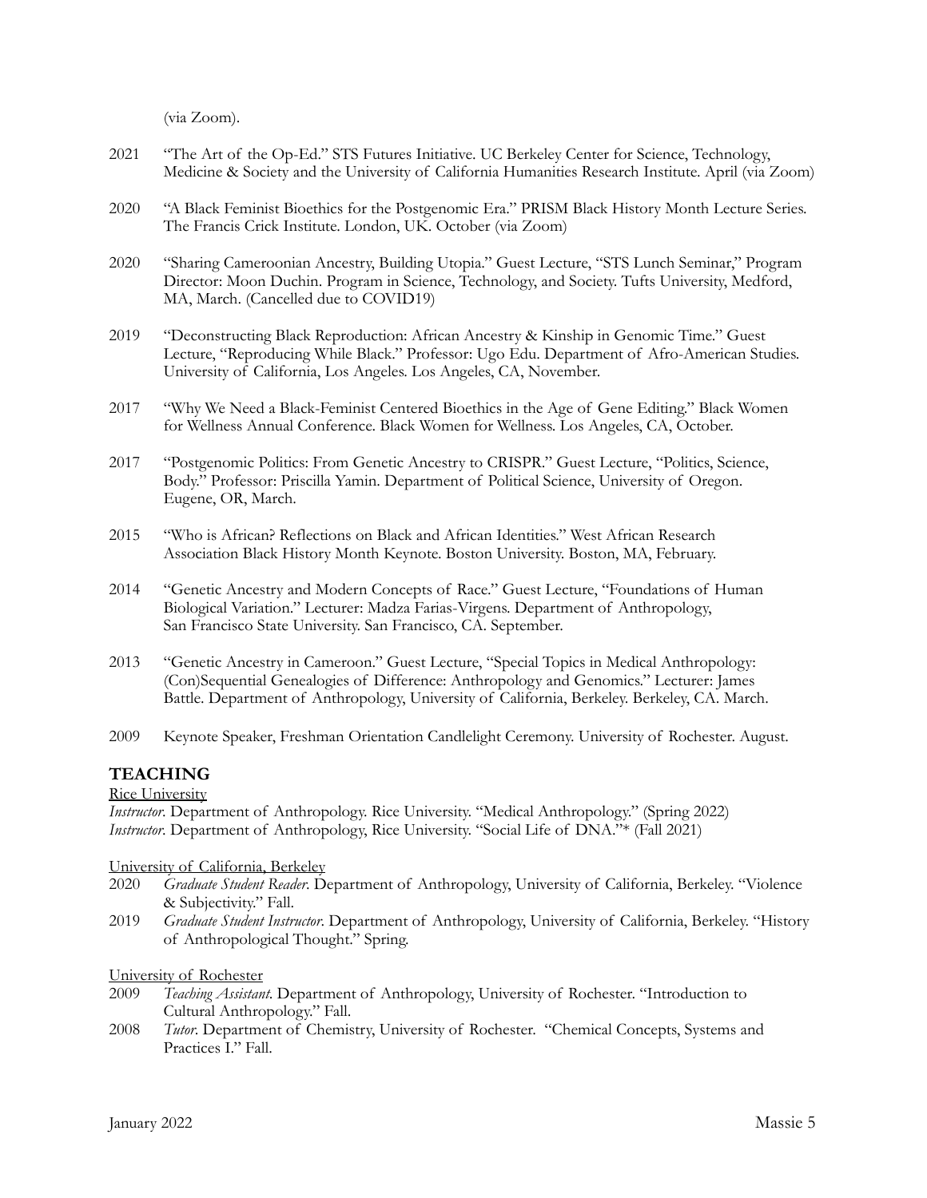(via Zoom).

2021 "The Art of the Op-Ed." STS Futures Initiative. UC Berkeley Center for Science, Technology, Medicine & Society and the University of California Humanities Research Institute. April (via Zoom)

2020 "A Black Feminist Bioethics for the Postgenomic Era." PRISM Black History Month Lecture Series. The Francis Crick Institute. London, UK. October (via Zoom)

2020 "Sharing Cameroonian Ancestry, Building Utopia." Guest Lecture, "STS Lunch Seminar," Program Director: Moon Duchin. Program in Science, Technology, and Society. Tufts University, Medford, MA, March. (Cancelled due to COVID19)

2019 "Deconstructing Black Reproduction: African Ancestry & Kinship in Genomic Time." Guest Lecture, "Reproducing While Black." Professor: Ugo Edu. Department of Afro-American Studies. University of California, Los Angeles. Los Angeles, CA, November.

2017 "Why We Need a Black-Feminist Centered Bioethics in the Age of Gene Editing." Black Women for Wellness Annual Conference. Black Women for Wellness. Los Angeles, CA, October.

2017 "Postgenomic Politics: From Genetic Ancestry to CRISPR." Guest Lecture, "Politics, Science, Body." Professor: Priscilla Yamin. Department of Political Science, University of Oregon. Eugene, OR, March.

2015 "Who is African? Reflections on Black and African Identities." West African Research Association Black History Month Keynote. Boston University. Boston, MA, February.

2014 "Genetic Ancestry and Modern Concepts of Race." Guest Lecture, "Foundations of Human Biological Variation." Lecturer: Madza Farias-Virgens. Department of Anthropology, San Francisco State University. San Francisco, CA. September.

2013 "Genetic Ancestry in Cameroon." Guest Lecture, "Special Topics in Medical Anthropology: (Con)Sequential Genealogies of Difference: Anthropology and Genomics." Lecturer: James Battle. Department of Anthropology, University of California, Berkeley. Berkeley, CA. March.

2009 Keynote Speaker, Freshman Orientation Candlelight Ceremony. University of Rochester. August.

## TEACHING

Rice University

*Instructor*. Department of Anthropology. Rice University. "Medical Anthropology." (Spring 2022)
*Instructor*. Department of Anthropology, Rice University. "Social Life of DNA."* (Fall 2021)

University of California, Berkeley

2020 *Graduate Student Reader*. Department of Anthropology, University of California, Berkeley. "Violence & Subjectivity." Fall.
2019 *Graduate Student Instructor*. Department of Anthropology, University of California, Berkeley. "History of Anthropological Thought." Spring.

University of Rochester

2009 *Teaching Assistant*. Department of Anthropology, University of Rochester. "Introduction to Cultural Anthropology." Fall.
2008 *Tutor*. Department of Chemistry, University of Rochester. "Chemical Concepts, Systems and Practices I." Fall.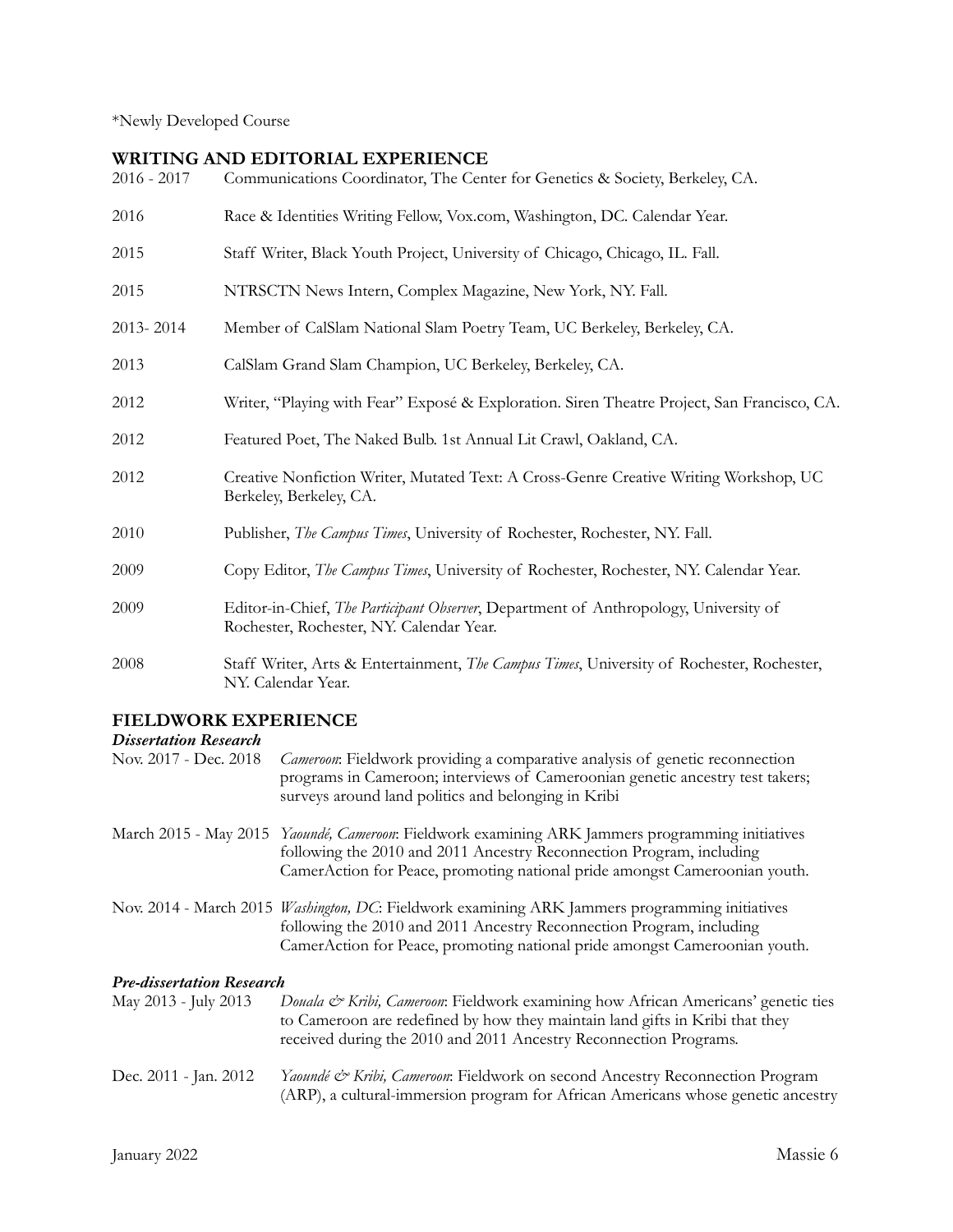*Newly Developed Course

## WRITING AND EDITORIAL EXPERIENCE

2016 - 2017 Communications Coordinator, The Center for Genetics & Society, Berkeley, CA.

2016 Race & Identities Writing Fellow, Vox.com, Washington, DC. Calendar Year.

2015 Staff Writer, Black Youth Project, University of Chicago, Chicago, IL. Fall.

2015 NTRSCTN News Intern, Complex Magazine, New York, NY. Fall.

2013- 2014 Member of CalSlam National Slam Poetry Team, UC Berkeley, Berkeley, CA.

2013 CalSlam Grand Slam Champion, UC Berkeley, Berkeley, CA.

2012 Writer, "Playing with Fear" Exposé & Exploration. Siren Theatre Project, San Francisco, CA.

2012 Featured Poet, The Naked Bulb. 1st Annual Lit Crawl, Oakland, CA.

2012 Creative Nonfiction Writer, Mutated Text: A Cross-Genre Creative Writing Workshop, UC Berkeley, Berkeley, CA.

2010 Publisher, *The Campus Times*, University of Rochester, Rochester, NY. Fall.

2009 Copy Editor, *The Campus Times*, University of Rochester, Rochester, NY. Calendar Year.

2009 Editor-in-Chief, *The Participant Observer*, Department of Anthropology, University of Rochester, Rochester, NY. Calendar Year.

2008 Staff Writer, Arts & Entertainment, *The Campus Times*, University of Rochester, Rochester, NY. Calendar Year.

## FIELDWORK EXPERIENCE

### *Dissertation Research*

Nov. 2017 - Dec. 2018 *Cameroon*: Fieldwork providing a comparative analysis of genetic reconnection programs in Cameroon; interviews of Cameroonian genetic ancestry test takers; surveys around land politics and belonging in Kribi

March 2015 - May 2015 *Yaoundé, Cameroon*: Fieldwork examining ARK Jammers programming initiatives following the 2010 and 2011 Ancestry Reconnection Program, including CamerAction for Peace, promoting national pride amongst Cameroonian youth.

Nov. 2014 - March 2015 *Washington, DC*: Fieldwork examining ARK Jammers programming initiatives following the 2010 and 2011 Ancestry Reconnection Program, including CamerAction for Peace, promoting national pride amongst Cameroonian youth.

### *Pre-dissertation Research*

May 2013 - July 2013 *Douala & Kribi, Cameroon*: Fieldwork examining how African Americans' genetic ties to Cameroon are redefined by how they maintain land gifts in Kribi that they received during the 2010 and 2011 Ancestry Reconnection Programs.

Dec. 2011 - Jan. 2012 *Yaoundé & Kribi, Cameroon*: Fieldwork on second Ancestry Reconnection Program (ARP), a cultural-immersion program for African Americans whose genetic ancestry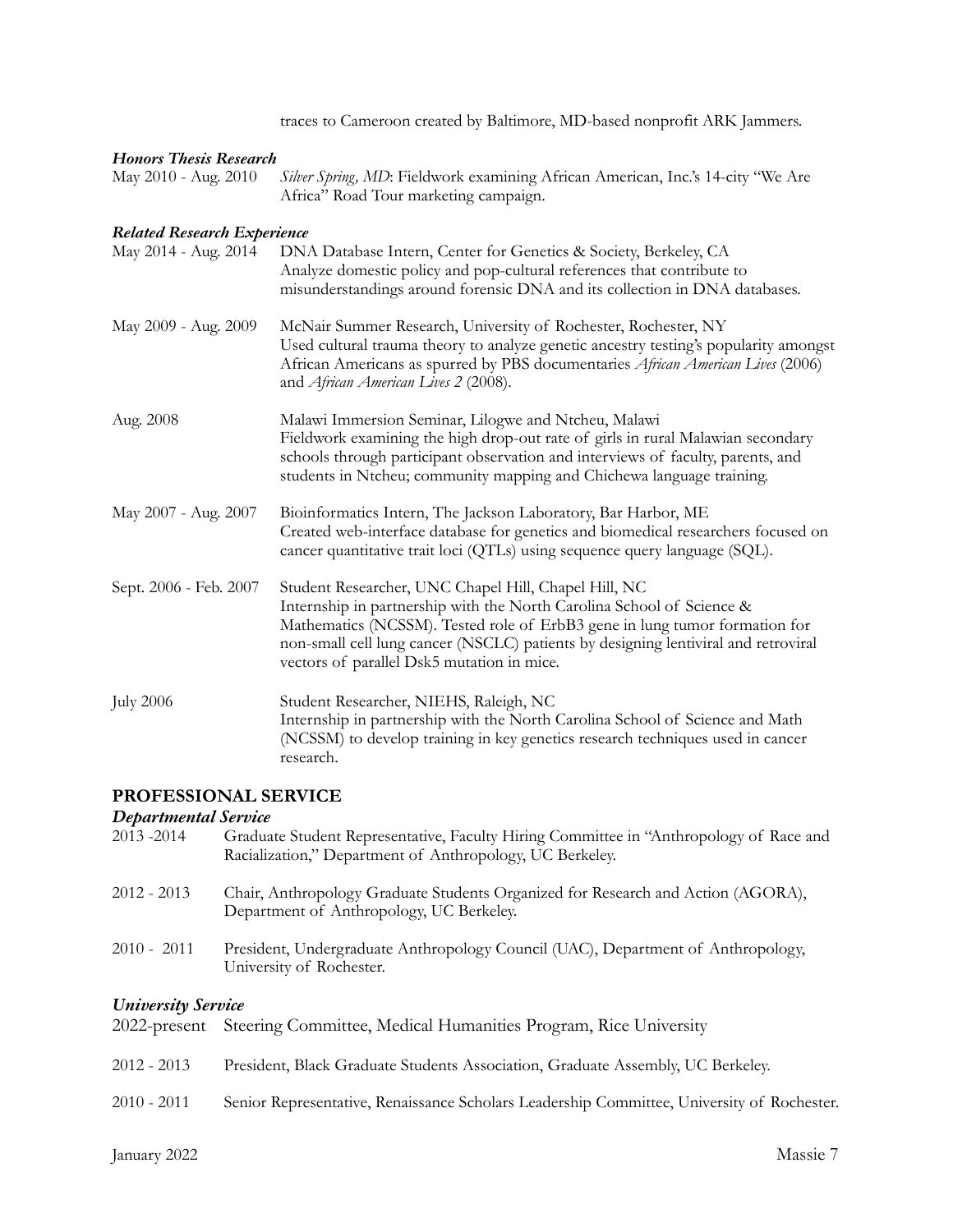traces to Cameroon created by Baltimore, MD-based nonprofit ARK Jammers.

***Honors Thesis Research***

May 2010 - Aug. 2010 — *Silver Spring, MD*: Fieldwork examining African American, Inc.'s 14-city "We Are Africa" Road Tour marketing campaign.

***Related Research Experience***

May 2014 - Aug. 2014 — DNA Database Intern, Center for Genetics & Society, Berkeley, CA
Analyze domestic policy and pop-cultural references that contribute to misunderstandings around forensic DNA and its collection in DNA databases.

May 2009 - Aug. 2009 — McNair Summer Research, University of Rochester, Rochester, NY
Used cultural trauma theory to analyze genetic ancestry testing's popularity amongst African Americans as spurred by PBS documentaries *African American Lives* (2006) and *African American Lives 2* (2008).

Aug. 2008 — Malawi Immersion Seminar, Lilogwe and Ntcheu, Malawi
Fieldwork examining the high drop-out rate of girls in rural Malawian secondary schools through participant observation and interviews of faculty, parents, and students in Ntcheu; community mapping and Chichewa language training.

May 2007 - Aug. 2007 — Bioinformatics Intern, The Jackson Laboratory, Bar Harbor, ME
Created web-interface database for genetics and biomedical researchers focused on cancer quantitative trait loci (QTLs) using sequence query language (SQL).

Sept. 2006 - Feb. 2007 — Student Researcher, UNC Chapel Hill, Chapel Hill, NC
Internship in partnership with the North Carolina School of Science & Mathematics (NCSSM). Tested role of ErbB3 gene in lung tumor formation for non-small cell lung cancer (NSCLC) patients by designing lentiviral and retroviral vectors of parallel Dsk5 mutation in mice.

July 2006 — Student Researcher, NIEHS, Raleigh, NC
Internship in partnership with the North Carolina School of Science and Math (NCSSM) to develop training in key genetics research techniques used in cancer research.

## PROFESSIONAL SERVICE

***Departmental Service***

2013 -2014 — Graduate Student Representative, Faculty Hiring Committee in "Anthropology of Race and Racialization," Department of Anthropology, UC Berkeley.

2012 - 2013 — Chair, Anthropology Graduate Students Organized for Research and Action (AGORA), Department of Anthropology, UC Berkeley.

2010 - 2011 — President, Undergraduate Anthropology Council (UAC), Department of Anthropology, University of Rochester.

***University Service***

2022-present — Steering Committee, Medical Humanities Program, Rice University

2012 - 2013 — President, Black Graduate Students Association, Graduate Assembly, UC Berkeley.

2010 - 2011 — Senior Representative, Renaissance Scholars Leadership Committee, University of Rochester.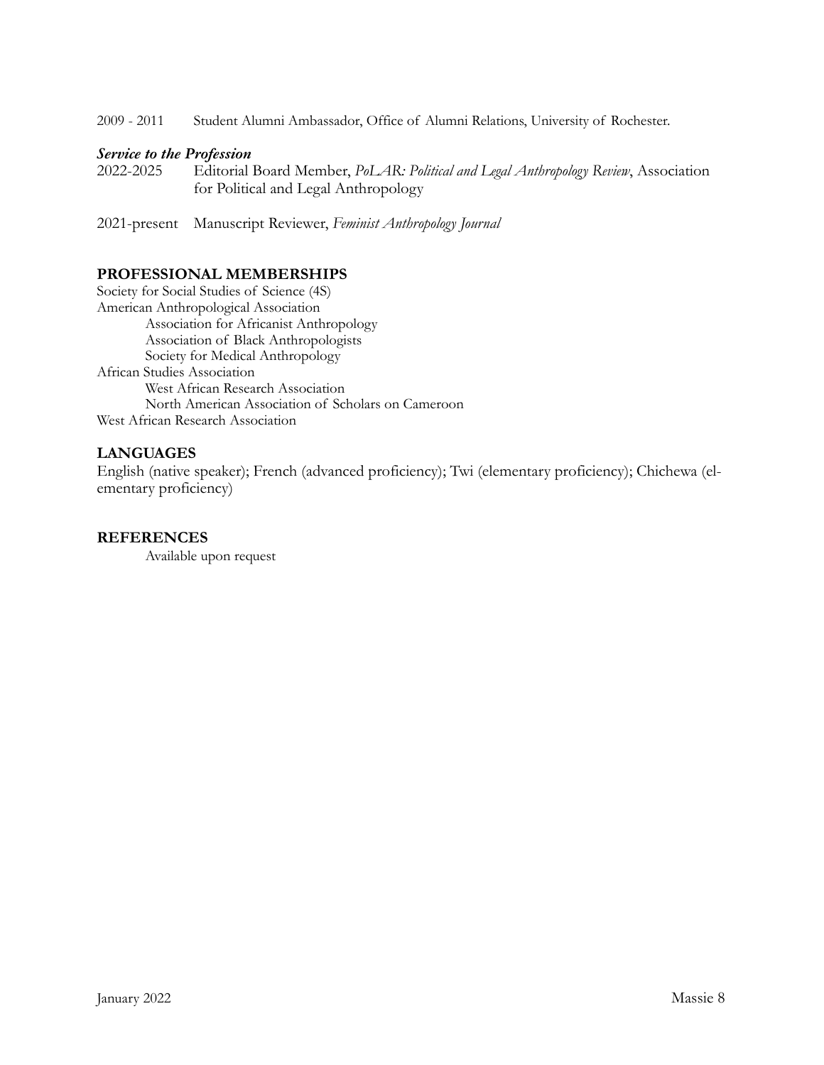2009 - 2011 Student Alumni Ambassador, Office of Alumni Relations, University of Rochester.

***Service to the Profession***

2022-2025 Editorial Board Member, *PoLAR: Political and Legal Anthropology Review*, Association for Political and Legal Anthropology

2021-present Manuscript Reviewer, *Feminist Anthropology Journal*

## PROFESSIONAL MEMBERSHIPS

Society for Social Studies of Science (4S)
American Anthropological Association
- Association for Africanist Anthropology
- Association of Black Anthropologists
- Society for Medical Anthropology

African Studies Association
- West African Research Association
- North American Association of Scholars on Cameroon

West African Research Association

## LANGUAGES

English (native speaker); French (advanced proficiency); Twi (elementary proficiency); Chichewa (elementary proficiency)

## REFERENCES

Available upon request